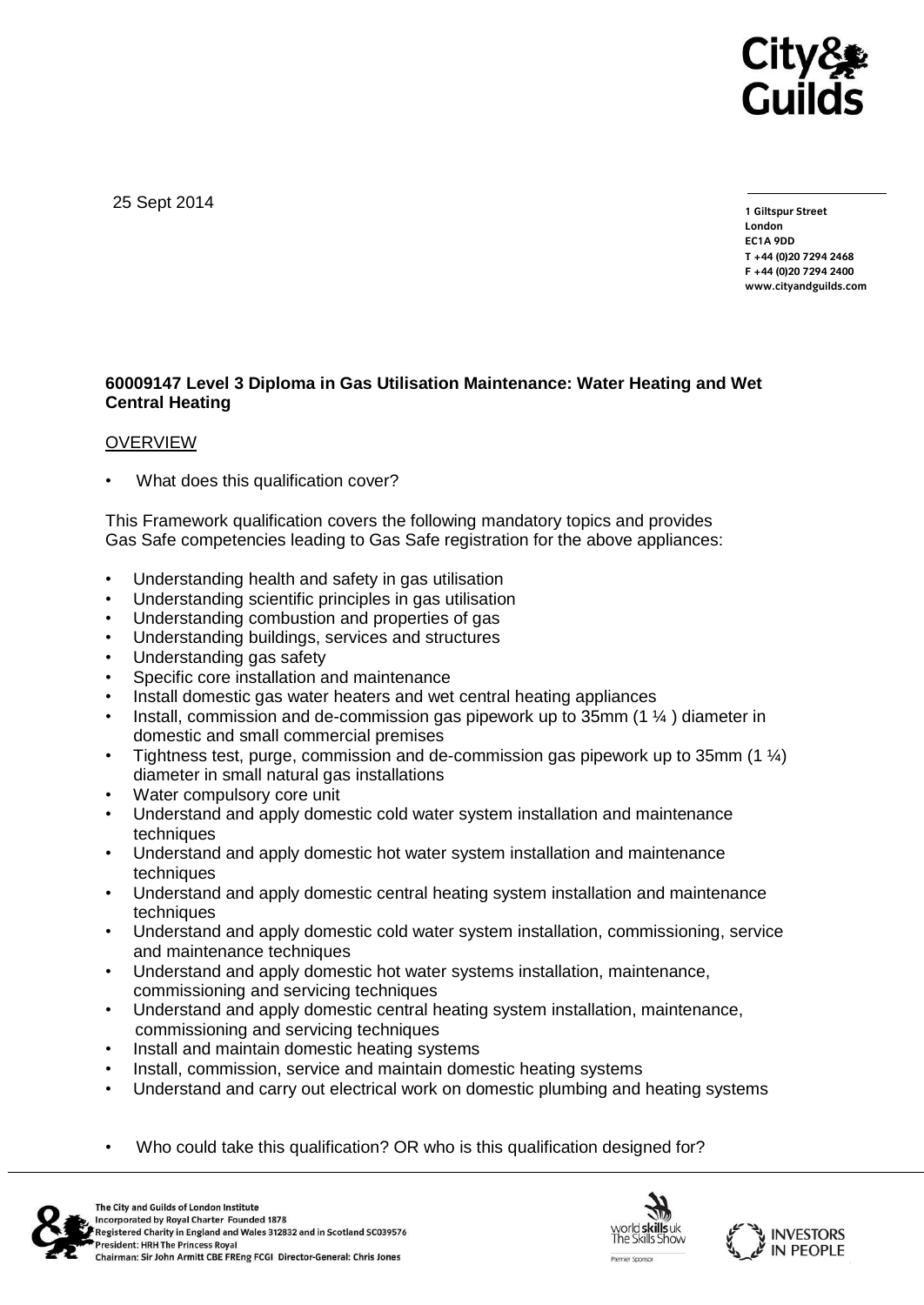25 Sept 2014

1 Giltspur Street
London
EC1A 9DD
T +44 (0)20 7294 2468
F +44 (0)20 7294 2400
www.cityandguilds.com

**60009147 Level 3 Diploma in Gas Utilisation Maintenance: Water Heating and Wet Central Heating**

OVERVIEW

- What does this qualification cover?

This Framework qualification covers the following mandatory topics and provides Gas Safe competencies leading to Gas Safe registration for the above appliances:

- Understanding health and safety in gas utilisation
- Understanding scientific principles in gas utilisation
- Understanding combustion and properties of gas
- Understanding buildings, services and structures
- Understanding gas safety
- Specific core installation and maintenance
- Install domestic gas water heaters and wet central heating appliances
- Install, commission and de-commission gas pipework up to 35mm (1 ¼ ) diameter in domestic and small commercial premises
- Tightness test, purge, commission and de-commission gas pipework up to 35mm (1 ¼) diameter in small natural gas installations
- Water compulsory core unit
- Understand and apply domestic cold water system installation and maintenance techniques
- Understand and apply domestic hot water system installation and maintenance techniques
- Understand and apply domestic central heating system installation and maintenance techniques
- Understand and apply domestic cold water system installation, commissioning, service and maintenance techniques
- Understand and apply domestic hot water systems installation, maintenance, commissioning and servicing techniques
- Understand and apply domestic central heating system installation, maintenance, commissioning and servicing techniques
- Install and maintain domestic heating systems
- Install, commission, service and maintain domestic heating systems
- Understand and carry out electrical work on domestic plumbing and heating systems

- Who could take this qualification? OR who is this qualification designed for?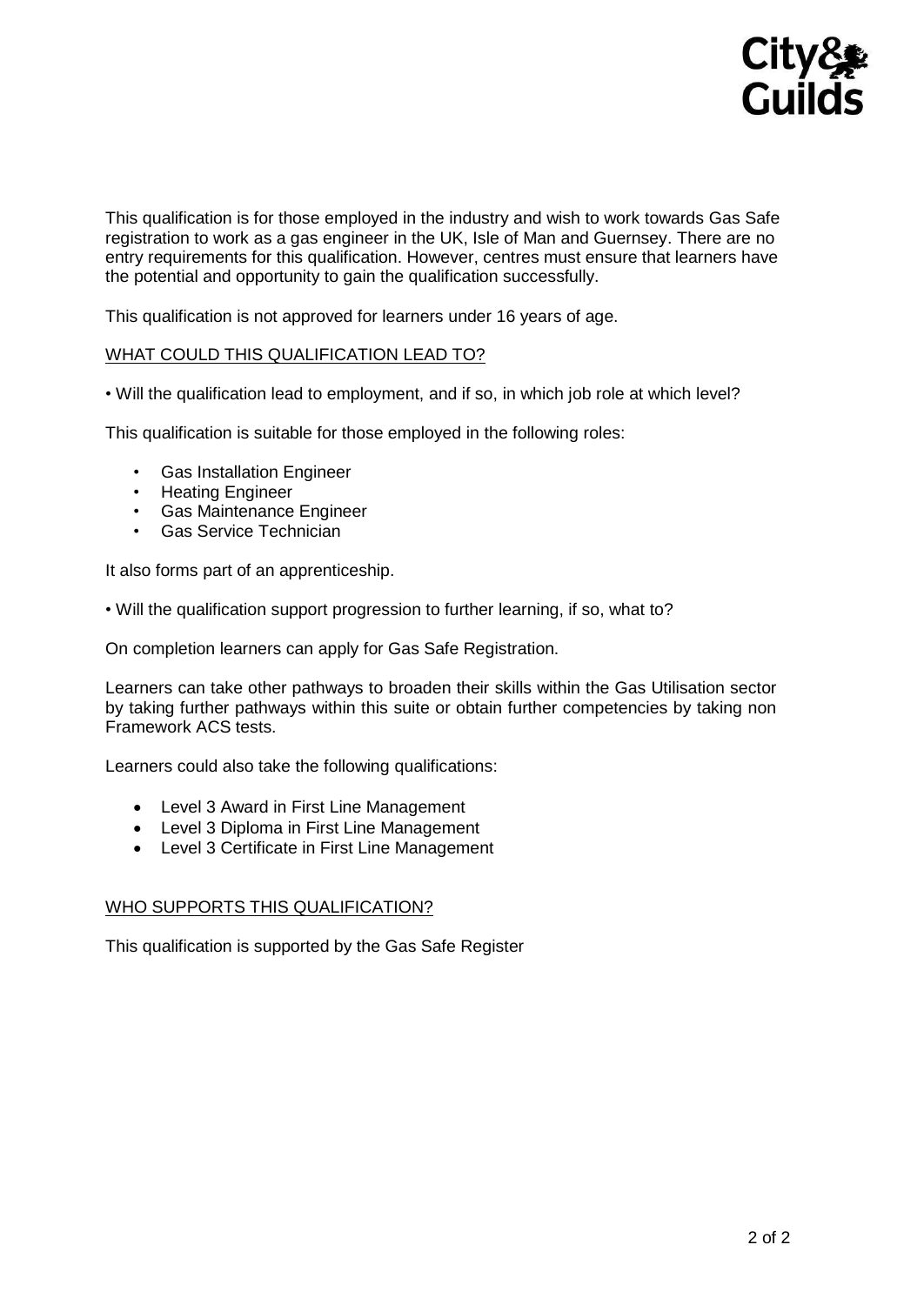This qualification is for those employed in the industry and wish to work towards Gas Safe registration to work as a gas engineer in the UK, Isle of Man and Guernsey. There are no entry requirements for this qualification. However, centres must ensure that learners have the potential and opportunity to gain the qualification successfully.

This qualification is not approved for learners under 16 years of age.

## WHAT COULD THIS QUALIFICATION LEAD TO?

• Will the qualification lead to employment, and if so, in which job role at which level?

This qualification is suitable for those employed in the following roles:

- Gas Installation Engineer
- Heating Engineer
- Gas Maintenance Engineer
- Gas Service Technician

It also forms part of an apprenticeship.

• Will the qualification support progression to further learning, if so, what to?

On completion learners can apply for Gas Safe Registration.

Learners can take other pathways to broaden their skills within the Gas Utilisation sector by taking further pathways within this suite or obtain further competencies by taking non Framework ACS tests.

Learners could also take the following qualifications:

- Level 3 Award in First Line Management
- Level 3 Diploma in First Line Management
- Level 3 Certificate in First Line Management

## WHO SUPPORTS THIS QUALIFICATION?

This qualification is supported by the Gas Safe Register